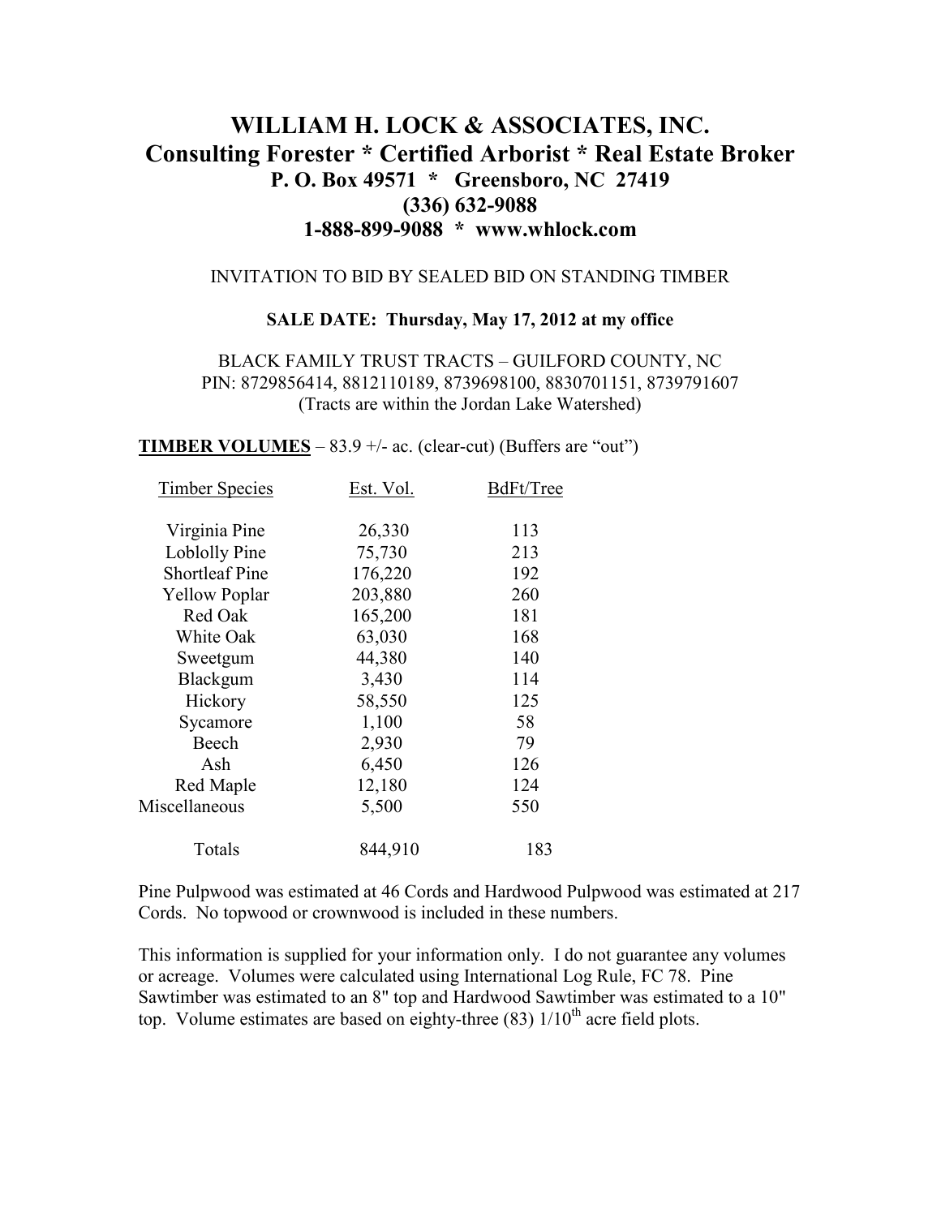# WILLIAM H. LOCK & ASSOCIATES, INC.
## Consulting Forester * Certified Arborist * Real Estate Broker
**P. O. Box 49571 * Greensboro, NC 27419**
**(336) 632-9088**
**1-888-899-9088 * www.whlock.com**

INVITATION TO BID BY SEALED BID ON STANDING TIMBER

**SALE DATE: Thursday, May 17, 2012 at my office**

BLACK FAMILY TRUST TRACTS – GUILFORD COUNTY, NC
PIN: 8729856414, 8812110189, 8739698100, 8830701151, 8739791607
(Tracts are within the Jordan Lake Watershed)

**TIMBER VOLUMES** – 83.9 +/- ac. (clear-cut) (Buffers are "out")

| Timber Species | Est. Vol. | BdFt/Tree |
|---|---|---|
| Virginia Pine | 26,330 | 113 |
| Loblolly Pine | 75,730 | 213 |
| Shortleaf Pine | 176,220 | 192 |
| Yellow Poplar | 203,880 | 260 |
| Red Oak | 165,200 | 181 |
| White Oak | 63,030 | 168 |
| Sweetgum | 44,380 | 140 |
| Blackgum | 3,430 | 114 |
| Hickory | 58,550 | 125 |
| Sycamore | 1,100 | 58 |
| Beech | 2,930 | 79 |
| Ash | 6,450 | 126 |
| Red Maple | 12,180 | 124 |
| Miscellaneous | 5,500 | 550 |
| Totals | 844,910 | 183 |

Pine Pulpwood was estimated at 46 Cords and Hardwood Pulpwood was estimated at 217 Cords. No topwood or crownwood is included in these numbers.

This information is supplied for your information only. I do not guarantee any volumes or acreage. Volumes were calculated using International Log Rule, FC 78. Pine Sawtimber was estimated to an 8" top and Hardwood Sawtimber was estimated to a 10" top. Volume estimates are based on eighty-three (83) 1/10th acre field plots.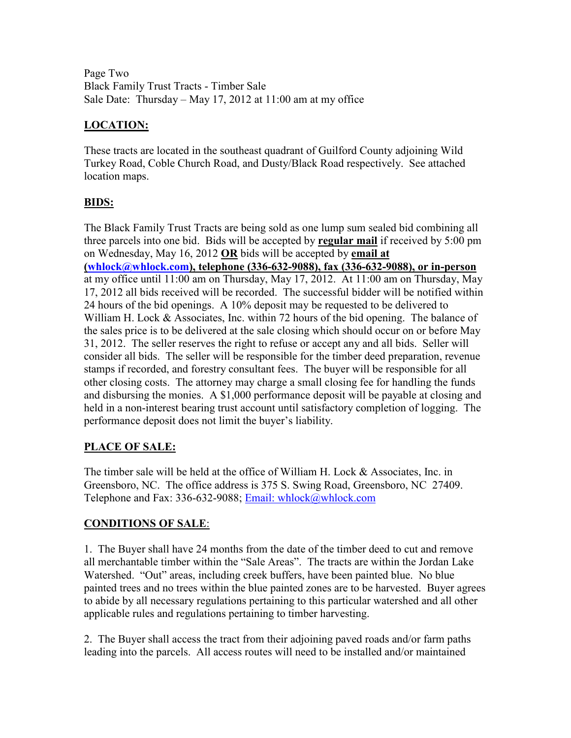Page Two
Black Family Trust Tracts - Timber Sale
Sale Date: Thursday – May 17, 2012 at 11:00 am at my office

## LOCATION:

These tracts are located in the southeast quadrant of Guilford County adjoining Wild Turkey Road, Coble Church Road, and Dusty/Black Road respectively. See attached location maps.

## BIDS:

The Black Family Trust Tracts are being sold as one lump sum sealed bid combining all three parcels into one bid. Bids will be accepted by **regular mail** if received by 5:00 pm on Wednesday, May 16, 2012 **OR** bids will be accepted by **email at (whlock@whlock.com), telephone (336-632-9088), fax (336-632-9088), or in-person** at my office until 11:00 am on Thursday, May 17, 2012. At 11:00 am on Thursday, May 17, 2012 all bids received will be recorded. The successful bidder will be notified within 24 hours of the bid openings. A 10% deposit may be requested to be delivered to William H. Lock & Associates, Inc. within 72 hours of the bid opening. The balance of the sales price is to be delivered at the sale closing which should occur on or before May 31, 2012. The seller reserves the right to refuse or accept any and all bids. Seller will consider all bids. The seller will be responsible for the timber deed preparation, revenue stamps if recorded, and forestry consultant fees. The buyer will be responsible for all other closing costs. The attorney may charge a small closing fee for handling the funds and disbursing the monies. A $1,000 performance deposit will be payable at closing and held in a non-interest bearing trust account until satisfactory completion of logging. The performance deposit does not limit the buyer's liability.

## PLACE OF SALE:

The timber sale will be held at the office of William H. Lock & Associates, Inc. in Greensboro, NC. The office address is 375 S. Swing Road, Greensboro, NC 27409. Telephone and Fax: 336-632-9088; Email: whlock@whlock.com

## CONDITIONS OF SALE:

1. The Buyer shall have 24 months from the date of the timber deed to cut and remove all merchantable timber within the "Sale Areas". The tracts are within the Jordan Lake Watershed. "Out" areas, including creek buffers, have been painted blue. No blue painted trees and no trees within the blue painted zones are to be harvested. Buyer agrees to abide by all necessary regulations pertaining to this particular watershed and all other applicable rules and regulations pertaining to timber harvesting.

2. The Buyer shall access the tract from their adjoining paved roads and/or farm paths leading into the parcels. All access routes will need to be installed and/or maintained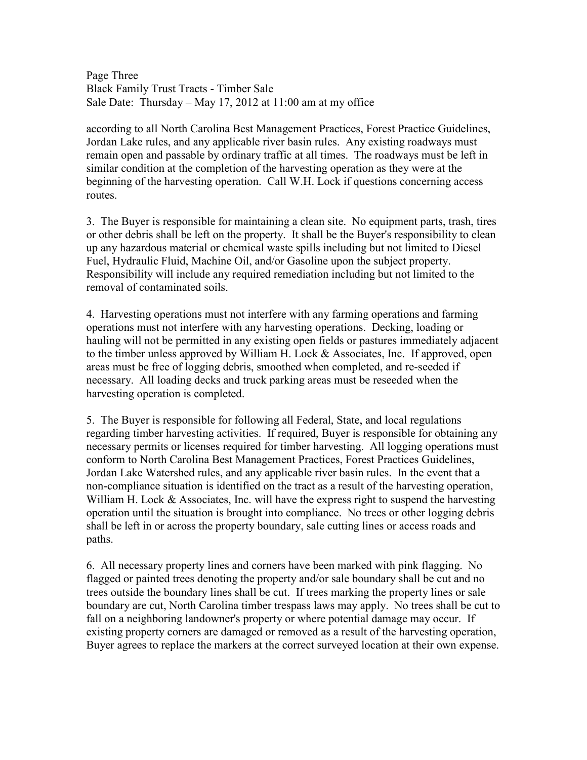according to all North Carolina Best Management Practices, Forest Practice Guidelines, Jordan Lake rules, and any applicable river basin rules. Any existing roadways must remain open and passable by ordinary traffic at all times. The roadways must be left in similar condition at the completion of the harvesting operation as they were at the beginning of the harvesting operation. Call W.H. Lock if questions concerning access routes.

3. The Buyer is responsible for maintaining a clean site. No equipment parts, trash, tires or other debris shall be left on the property. It shall be the Buyer's responsibility to clean up any hazardous material or chemical waste spills including but not limited to Diesel Fuel, Hydraulic Fluid, Machine Oil, and/or Gasoline upon the subject property. Responsibility will include any required remediation including but not limited to the removal of contaminated soils.

4. Harvesting operations must not interfere with any farming operations and farming operations must not interfere with any harvesting operations. Decking, loading or hauling will not be permitted in any existing open fields or pastures immediately adjacent to the timber unless approved by William H. Lock & Associates, Inc. If approved, open areas must be free of logging debris, smoothed when completed, and re-seeded if necessary. All loading decks and truck parking areas must be reseeded when the harvesting operation is completed.

5. The Buyer is responsible for following all Federal, State, and local regulations regarding timber harvesting activities. If required, Buyer is responsible for obtaining any necessary permits or licenses required for timber harvesting. All logging operations must conform to North Carolina Best Management Practices, Forest Practices Guidelines, Jordan Lake Watershed rules, and any applicable river basin rules. In the event that a non-compliance situation is identified on the tract as a result of the harvesting operation, William H. Lock & Associates, Inc. will have the express right to suspend the harvesting operation until the situation is brought into compliance. No trees or other logging debris shall be left in or across the property boundary, sale cutting lines or access roads and paths.

6. All necessary property lines and corners have been marked with pink flagging. No flagged or painted trees denoting the property and/or sale boundary shall be cut and no trees outside the boundary lines shall be cut. If trees marking the property lines or sale boundary are cut, North Carolina timber trespass laws may apply. No trees shall be cut to fall on a neighboring landowner's property or where potential damage may occur. If existing property corners are damaged or removed as a result of the harvesting operation, Buyer agrees to replace the markers at the correct surveyed location at their own expense.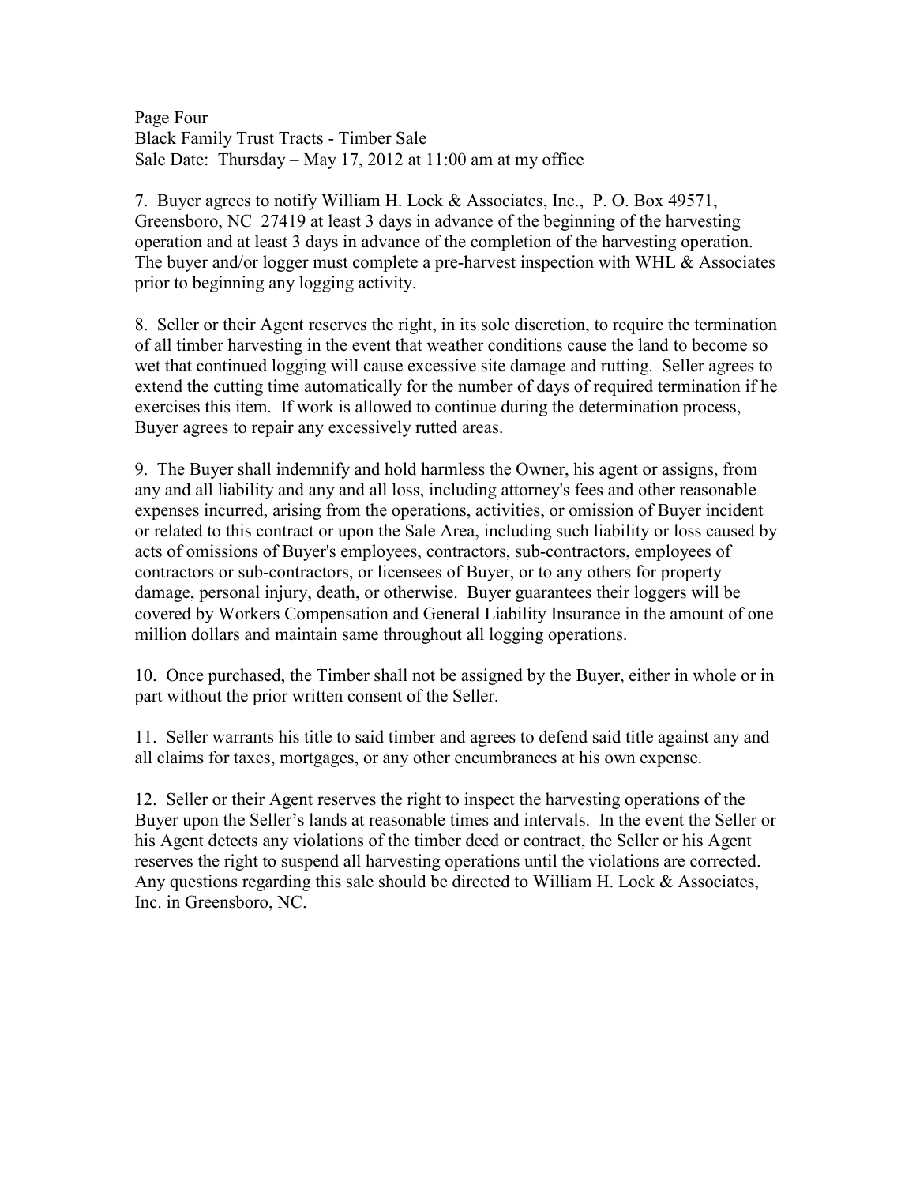7. Buyer agrees to notify William H. Lock & Associates, Inc., P. O. Box 49571, Greensboro, NC 27419 at least 3 days in advance of the beginning of the harvesting operation and at least 3 days in advance of the completion of the harvesting operation. The buyer and/or logger must complete a pre-harvest inspection with WHL & Associates prior to beginning any logging activity.

8. Seller or their Agent reserves the right, in its sole discretion, to require the termination of all timber harvesting in the event that weather conditions cause the land to become so wet that continued logging will cause excessive site damage and rutting. Seller agrees to extend the cutting time automatically for the number of days of required termination if he exercises this item. If work is allowed to continue during the determination process, Buyer agrees to repair any excessively rutted areas.

9. The Buyer shall indemnify and hold harmless the Owner, his agent or assigns, from any and all liability and any and all loss, including attorney's fees and other reasonable expenses incurred, arising from the operations, activities, or omission of Buyer incident or related to this contract or upon the Sale Area, including such liability or loss caused by acts of omissions of Buyer's employees, contractors, sub-contractors, employees of contractors or sub-contractors, or licensees of Buyer, or to any others for property damage, personal injury, death, or otherwise. Buyer guarantees their loggers will be covered by Workers Compensation and General Liability Insurance in the amount of one million dollars and maintain same throughout all logging operations.

10. Once purchased, the Timber shall not be assigned by the Buyer, either in whole or in part without the prior written consent of the Seller.

11. Seller warrants his title to said timber and agrees to defend said title against any and all claims for taxes, mortgages, or any other encumbrances at his own expense.

12. Seller or their Agent reserves the right to inspect the harvesting operations of the Buyer upon the Seller's lands at reasonable times and intervals. In the event the Seller or his Agent detects any violations of the timber deed or contract, the Seller or his Agent reserves the right to suspend all harvesting operations until the violations are corrected. Any questions regarding this sale should be directed to William H. Lock & Associates, Inc. in Greensboro, NC.